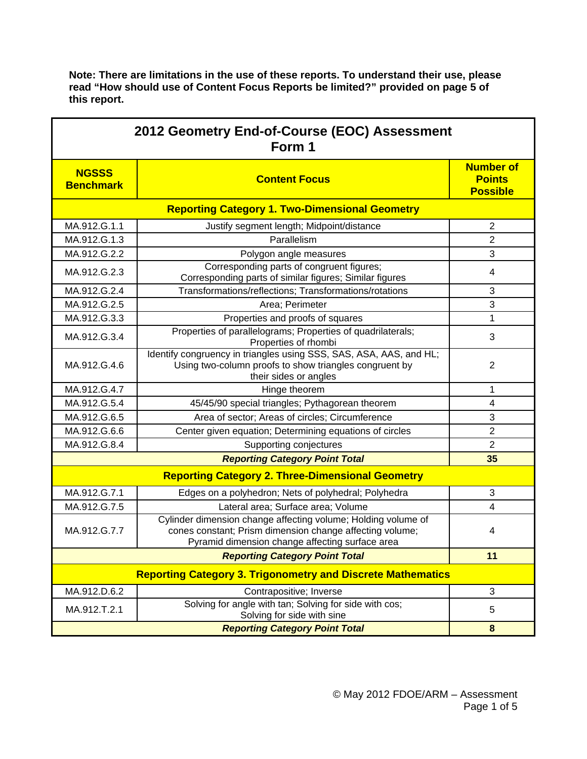**Note: There are limitations in the use of these reports. To understand their use, please read "How should use of Content Focus Reports be limited?" provided on page 5 of this report.**

## 2012 Geometry End-of-Course (EOC) Assessment Form 1

| NGSSS Benchmark | Content Focus | Number of Points Possible |
|---|---|---|
| **Reporting Category 1. Two-Dimensional Geometry** | | |
| MA.912.G.1.1 | Justify segment length; Midpoint/distance | 2 |
| MA.912.G.1.3 | Parallelism | 2 |
| MA.912.G.2.2 | Polygon angle measures | 3 |
| MA.912.G.2.3 | Corresponding parts of congruent figures; Corresponding parts of similar figures; Similar figures | 4 |
| MA.912.G.2.4 | Transformations/reflections; Transformations/rotations | 3 |
| MA.912.G.2.5 | Area; Perimeter | 3 |
| MA.912.G.3.3 | Properties and proofs of squares | 1 |
| MA.912.G.3.4 | Properties of parallelograms; Properties of quadrilaterals; Properties of rhombi | 3 |
| MA.912.G.4.6 | Identify congruency in triangles using SSS, SAS, ASA, AAS, and HL; Using two-column proofs to show triangles congruent by their sides or angles | 2 |
| MA.912.G.4.7 | Hinge theorem | 1 |
| MA.912.G.5.4 | 45/45/90 special triangles; Pythagorean theorem | 4 |
| MA.912.G.6.5 | Area of sector; Areas of circles; Circumference | 3 |
| MA.912.G.6.6 | Center given equation; Determining equations of circles | 2 |
| MA.912.G.8.4 | Supporting conjectures | 2 |
| | ***Reporting Category Point Total*** | **35** |
| **Reporting Category 2. Three-Dimensional Geometry** | | |
| MA.912.G.7.1 | Edges on a polyhedron; Nets of polyhedral; Polyhedra | 3 |
| MA.912.G.7.5 | Lateral area; Surface area; Volume | 4 |
| MA.912.G.7.7 | Cylinder dimension change affecting volume; Holding volume of cones constant; Prism dimension change affecting volume; Pyramid dimension change affecting surface area | 4 |
| | ***Reporting Category Point Total*** | **11** |
| **Reporting Category 3. Trigonometry and Discrete Mathematics** | | |
| MA.912.D.6.2 | Contrapositive; Inverse | 3 |
| MA.912.T.2.1 | Solving for angle with tan; Solving for side with cos; Solving for side with sine | 5 |
| | ***Reporting Category Point Total*** | **8** |

© May 2012 FDOE/ARM – Assessment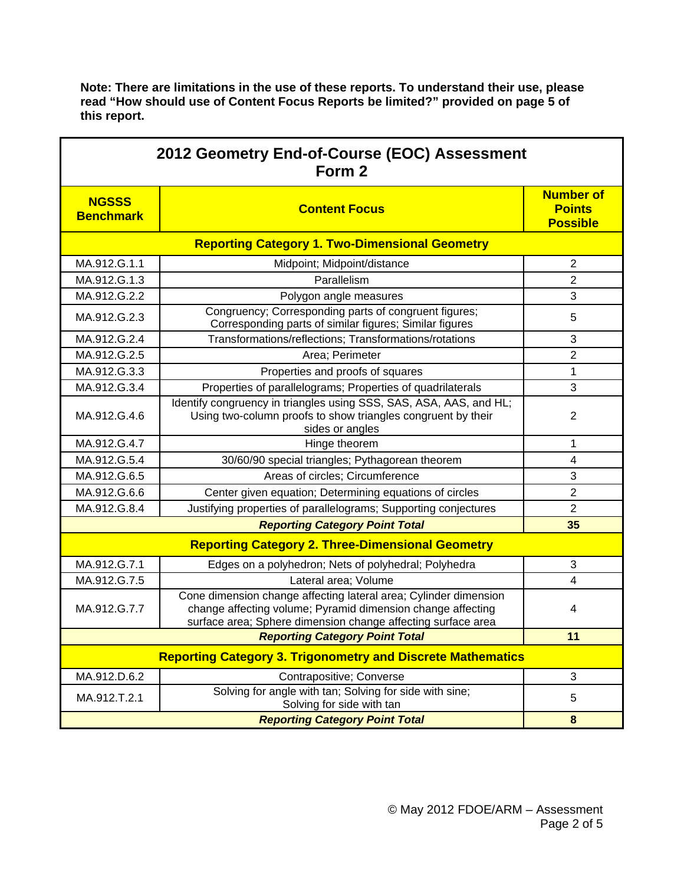**Note: There are limitations in the use of these reports. To understand their use, please read "How should use of Content Focus Reports be limited?" provided on page 5 of this report.**

## 2012 Geometry End-of-Course (EOC) Assessment Form 2

| NGSSS Benchmark | Content Focus | Number of Points Possible |
|---|---|---|
| **Reporting Category 1. Two-Dimensional Geometry** | | |
| MA.912.G.1.1 | Midpoint; Midpoint/distance | 2 |
| MA.912.G.1.3 | Parallelism | 2 |
| MA.912.G.2.2 | Polygon angle measures | 3 |
| MA.912.G.2.3 | Congruency; Corresponding parts of congruent figures; Corresponding parts of similar figures; Similar figures | 5 |
| MA.912.G.2.4 | Transformations/reflections; Transformations/rotations | 3 |
| MA.912.G.2.5 | Area; Perimeter | 2 |
| MA.912.G.3.3 | Properties and proofs of squares | 1 |
| MA.912.G.3.4 | Properties of parallelograms; Properties of quadrilaterals | 3 |
| MA.912.G.4.6 | Identify congruency in triangles using SSS, SAS, ASA, AAS, and HL; Using two-column proofs to show triangles congruent by their sides or angles | 2 |
| MA.912.G.4.7 | Hinge theorem | 1 |
| MA.912.G.5.4 | 30/60/90 special triangles; Pythagorean theorem | 4 |
| MA.912.G.6.5 | Areas of circles; Circumference | 3 |
| MA.912.G.6.6 | Center given equation; Determining equations of circles | 2 |
| MA.912.G.8.4 | Justifying properties of parallelograms; Supporting conjectures | 2 |
| | ***Reporting Category Point Total*** | **35** |
| **Reporting Category 2. Three-Dimensional Geometry** | | |
| MA.912.G.7.1 | Edges on a polyhedron; Nets of polyhedral; Polyhedra | 3 |
| MA.912.G.7.5 | Lateral area; Volume | 4 |
| MA.912.G.7.7 | Cone dimension change affecting lateral area; Cylinder dimension change affecting volume; Pyramid dimension change affecting surface area; Sphere dimension change affecting surface area | 4 |
| | ***Reporting Category Point Total*** | **11** |
| **Reporting Category 3. Trigonometry and Discrete Mathematics** | | |
| MA.912.D.6.2 | Contrapositive; Converse | 3 |
| MA.912.T.2.1 | Solving for angle with tan; Solving for side with sine; Solving for side with tan | 5 |
| | ***Reporting Category Point Total*** | **8** |

© May 2012 FDOE/ARM – Assessment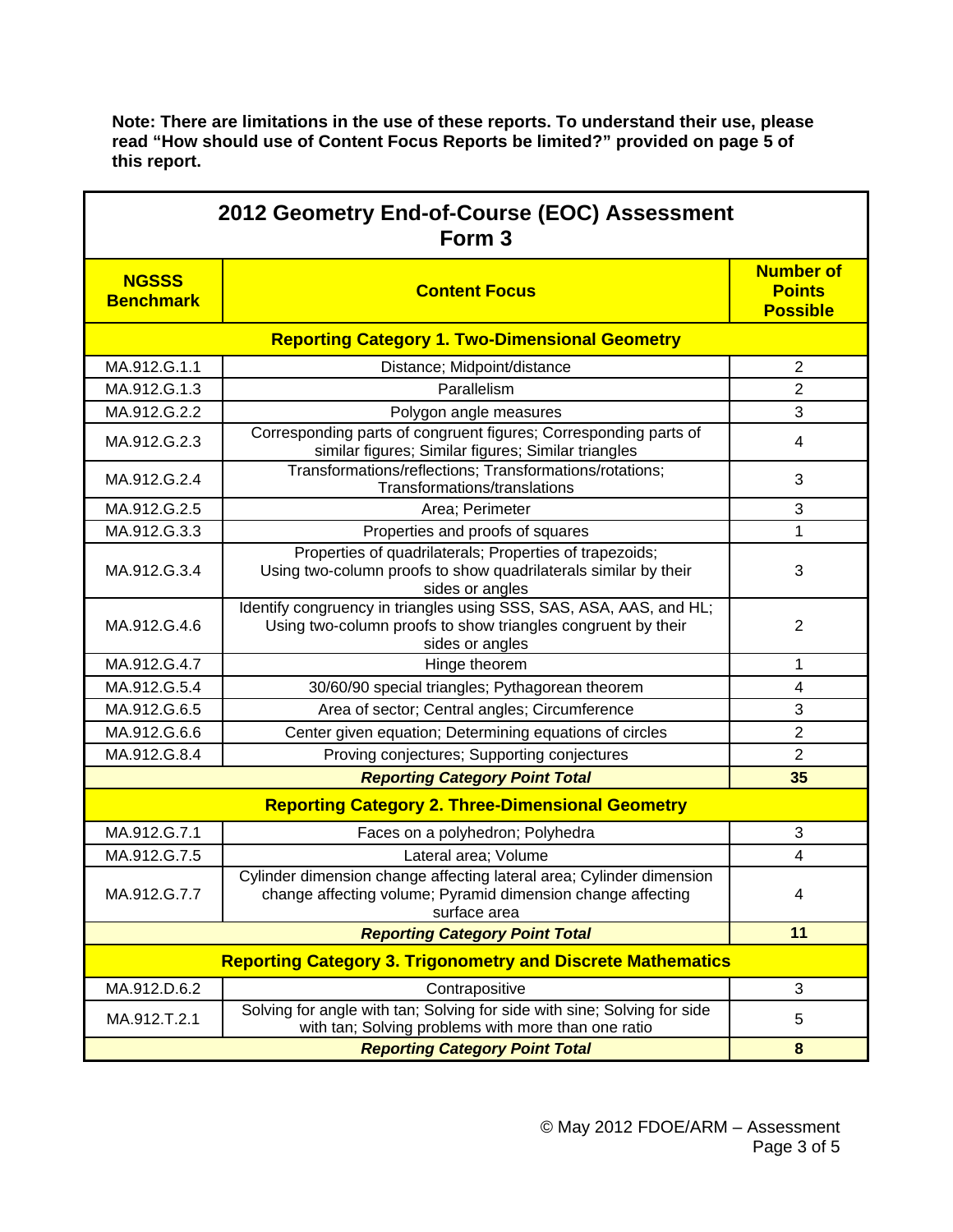**Note: There are limitations in the use of these reports. To understand their use, please read "How should use of Content Focus Reports be limited?" provided on page 5 of this report.**

## 2012 Geometry End-of-Course (EOC) Assessment Form 3

| NGSSS Benchmark | Content Focus | Number of Points Possible |
|---|---|---|
| **Reporting Category 1. Two-Dimensional Geometry** | | |
| MA.912.G.1.1 | Distance; Midpoint/distance | 2 |
| MA.912.G.1.3 | Parallelism | 2 |
| MA.912.G.2.2 | Polygon angle measures | 3 |
| MA.912.G.2.3 | Corresponding parts of congruent figures; Corresponding parts of similar figures; Similar figures; Similar triangles | 4 |
| MA.912.G.2.4 | Transformations/reflections; Transformations/rotations; Transformations/translations | 3 |
| MA.912.G.2.5 | Area; Perimeter | 3 |
| MA.912.G.3.3 | Properties and proofs of squares | 1 |
| MA.912.G.3.4 | Properties of quadrilaterals; Properties of trapezoids; Using two-column proofs to show quadrilaterals similar by their sides or angles | 3 |
| MA.912.G.4.6 | Identify congruency in triangles using SSS, SAS, ASA, AAS, and HL; Using two-column proofs to show triangles congruent by their sides or angles | 2 |
| MA.912.G.4.7 | Hinge theorem | 1 |
| MA.912.G.5.4 | 30/60/90 special triangles; Pythagorean theorem | 4 |
| MA.912.G.6.5 | Area of sector; Central angles; Circumference | 3 |
| MA.912.G.6.6 | Center given equation; Determining equations of circles | 2 |
| MA.912.G.8.4 | Proving conjectures; Supporting conjectures | 2 |
| ***Reporting Category Point Total*** | | **35** |
| **Reporting Category 2. Three-Dimensional Geometry** | | |
| MA.912.G.7.1 | Faces on a polyhedron; Polyhedra | 3 |
| MA.912.G.7.5 | Lateral area; Volume | 4 |
| MA.912.G.7.7 | Cylinder dimension change affecting lateral area; Cylinder dimension change affecting volume; Pyramid dimension change affecting surface area | 4 |
| ***Reporting Category Point Total*** | | **11** |
| **Reporting Category 3. Trigonometry and Discrete Mathematics** | | |
| MA.912.D.6.2 | Contrapositive | 3 |
| MA.912.T.2.1 | Solving for angle with tan; Solving for side with sine; Solving for side with tan; Solving problems with more than one ratio | 5 |
| ***Reporting Category Point Total*** | | **8** |

© May 2012 FDOE/ARM – Assessment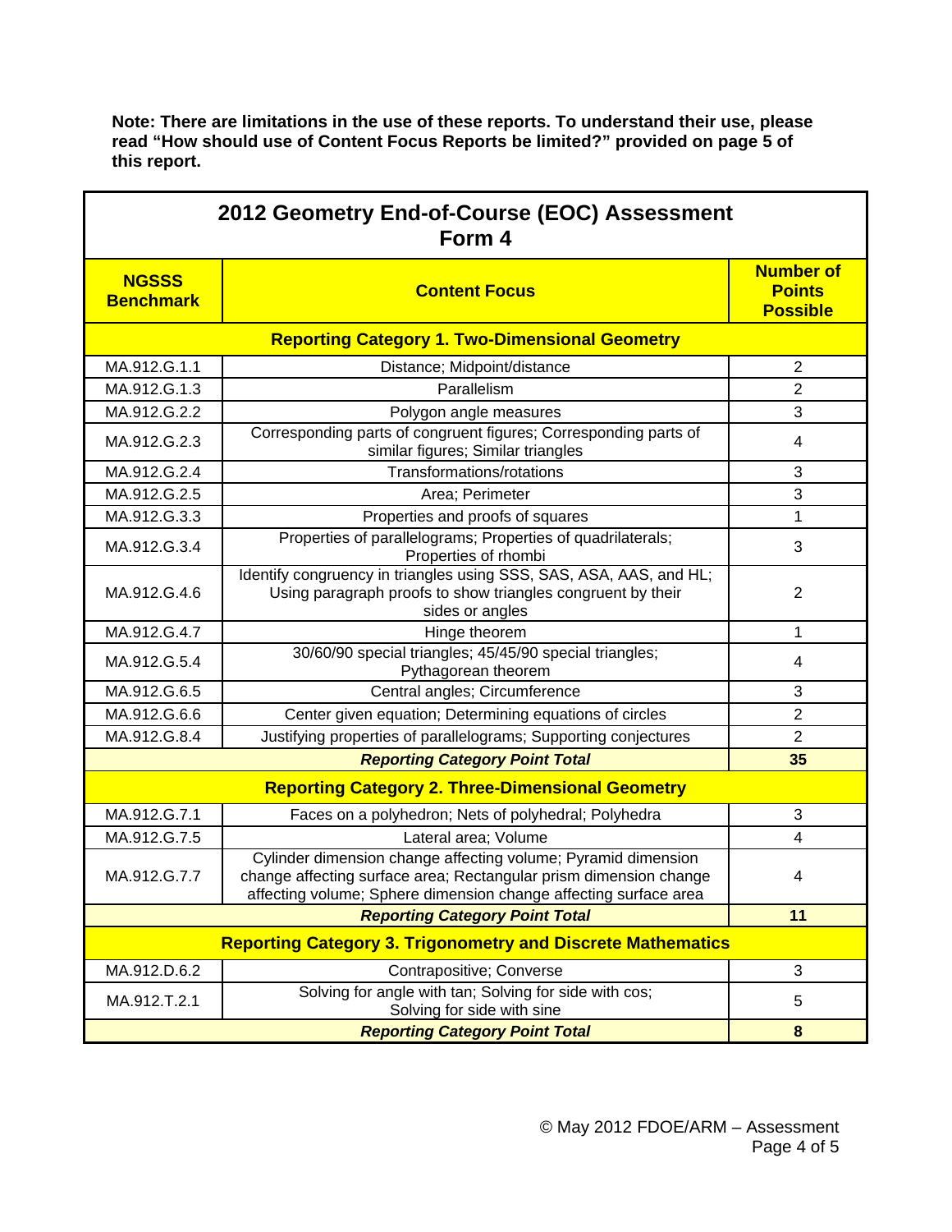**Note: There are limitations in the use of these reports. To understand their use, please read "How should use of Content Focus Reports be limited?" provided on page 5 of this report.**

## 2012 Geometry End-of-Course (EOC) Assessment Form 4

| NGSSS Benchmark | Content Focus | Number of Points Possible |
|---|---|---|
| **Reporting Category 1. Two-Dimensional Geometry** | | |
| MA.912.G.1.1 | Distance; Midpoint/distance | 2 |
| MA.912.G.1.3 | Parallelism | 2 |
| MA.912.G.2.2 | Polygon angle measures | 3 |
| MA.912.G.2.3 | Corresponding parts of congruent figures; Corresponding parts of similar figures; Similar triangles | 4 |
| MA.912.G.2.4 | Transformations/rotations | 3 |
| MA.912.G.2.5 | Area; Perimeter | 3 |
| MA.912.G.3.3 | Properties and proofs of squares | 1 |
| MA.912.G.3.4 | Properties of parallelograms; Properties of quadrilaterals; Properties of rhombi | 3 |
| MA.912.G.4.6 | Identify congruency in triangles using SSS, SAS, ASA, AAS, and HL; Using paragraph proofs to show triangles congruent by their sides or angles | 2 |
| MA.912.G.4.7 | Hinge theorem | 1 |
| MA.912.G.5.4 | 30/60/90 special triangles; 45/45/90 special triangles; Pythagorean theorem | 4 |
| MA.912.G.6.5 | Central angles; Circumference | 3 |
| MA.912.G.6.6 | Center given equation; Determining equations of circles | 2 |
| MA.912.G.8.4 | Justifying properties of parallelograms; Supporting conjectures | 2 |
| | ***Reporting Category Point Total*** | **35** |
| **Reporting Category 2. Three-Dimensional Geometry** | | |
| MA.912.G.7.1 | Faces on a polyhedron; Nets of polyhedral; Polyhedra | 3 |
| MA.912.G.7.5 | Lateral area; Volume | 4 |
| MA.912.G.7.7 | Cylinder dimension change affecting volume; Pyramid dimension change affecting surface area; Rectangular prism dimension change affecting volume; Sphere dimension change affecting surface area | 4 |
| | ***Reporting Category Point Total*** | **11** |
| **Reporting Category 3. Trigonometry and Discrete Mathematics** | | |
| MA.912.D.6.2 | Contrapositive; Converse | 3 |
| MA.912.T.2.1 | Solving for angle with tan; Solving for side with cos; Solving for side with sine | 5 |
| | ***Reporting Category Point Total*** | **8** |

© May 2012 FDOE/ARM – Assessment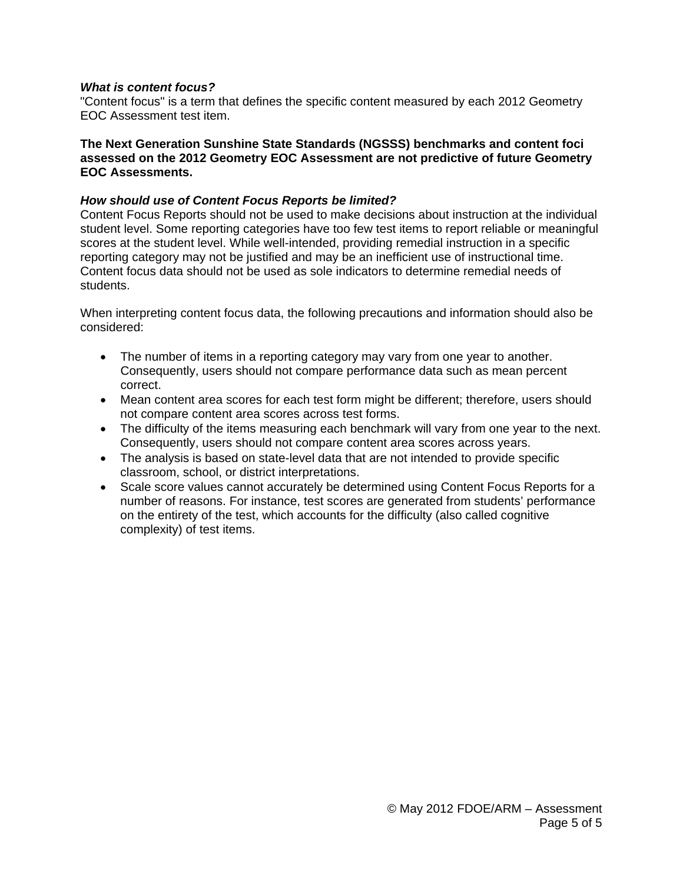***What is content focus?***
"Content focus" is a term that defines the specific content measured by each 2012 Geometry EOC Assessment test item.

**The Next Generation Sunshine State Standards (NGSSS) benchmarks and content foci assessed on the 2012 Geometry EOC Assessment are not predictive of future Geometry EOC Assessments.**

***How should use of Content Focus Reports be limited?***
Content Focus Reports should not be used to make decisions about instruction at the individual student level. Some reporting categories have too few test items to report reliable or meaningful scores at the student level. While well-intended, providing remedial instruction in a specific reporting category may not be justified and may be an inefficient use of instructional time. Content focus data should not be used as sole indicators to determine remedial needs of students.

When interpreting content focus data, the following precautions and information should also be considered:

- The number of items in a reporting category may vary from one year to another. Consequently, users should not compare performance data such as mean percent correct.
- Mean content area scores for each test form might be different; therefore, users should not compare content area scores across test forms.
- The difficulty of the items measuring each benchmark will vary from one year to the next. Consequently, users should not compare content area scores across years.
- The analysis is based on state-level data that are not intended to provide specific classroom, school, or district interpretations.
- Scale score values cannot accurately be determined using Content Focus Reports for a number of reasons. For instance, test scores are generated from students' performance on the entirety of the test, which accounts for the difficulty (also called cognitive complexity) of test items.